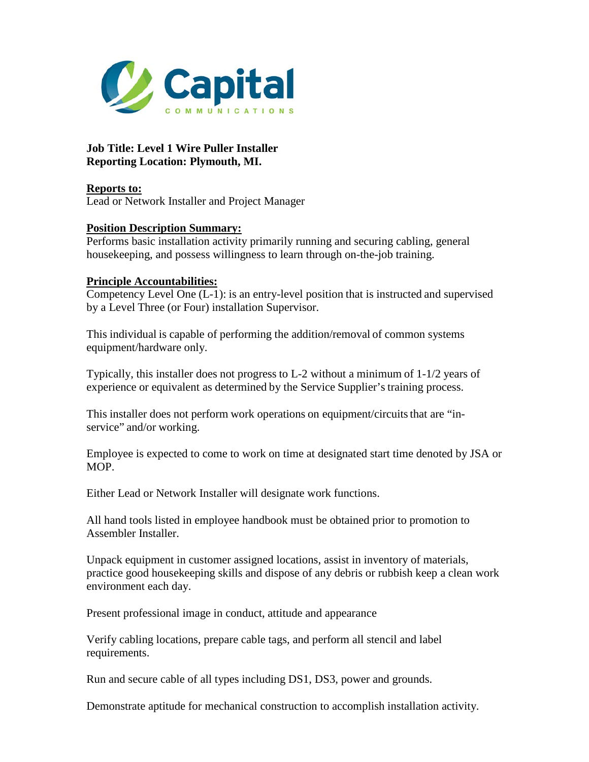Capital
COMMUNICATIONS

**Job Title: Level 1 Wire Puller Installer**
**Reporting Location: Plymouth, MI.**

**Reports to:**
Lead or Network Installer and Project Manager

**Position Description Summary:**
Performs basic installation activity primarily running and securing cabling, general housekeeping, and possess willingness to learn through on-the-job training.

**Principle Accountabilities:**
Competency Level One (L-1): is an entry-level position that is instructed and supervised by a Level Three (or Four) installation Supervisor.

This individual is capable of performing the addition/removal of common systems equipment/hardware only.

Typically, this installer does not progress to L-2 without a minimum of 1-1/2 years of experience or equivalent as determined by the Service Supplier's training process.

This installer does not perform work operations on equipment/circuits that are "in-service" and/or working.

Employee is expected to come to work on time at designated start time denoted by JSA or MOP.

Either Lead or Network Installer will designate work functions.

All hand tools listed in employee handbook must be obtained prior to promotion to Assembler Installer.

Unpack equipment in customer assigned locations, assist in inventory of materials, practice good housekeeping skills and dispose of any debris or rubbish keep a clean work environment each day.

Present professional image in conduct, attitude and appearance

Verify cabling locations, prepare cable tags, and perform all stencil and label requirements.

Run and secure cable of all types including DS1, DS3, power and grounds.

Demonstrate aptitude for mechanical construction to accomplish installation activity.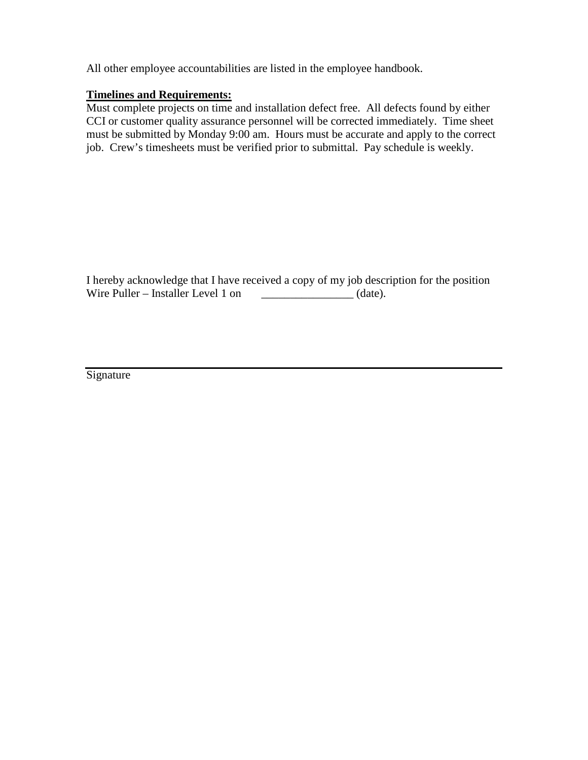All other employee accountabilities are listed in the employee handbook.

**Timelines and Requirements:**

Must complete projects on time and installation defect free. All defects found by either CCI or customer quality assurance personnel will be corrected immediately. Time sheet must be submitted by Monday 9:00 am. Hours must be accurate and apply to the correct job. Crew's timesheets must be verified prior to submittal. Pay schedule is weekly.

I hereby acknowledge that I have received a copy of my job description for the position Wire Puller – Installer Level 1 on ________________ (date).

---

Signature